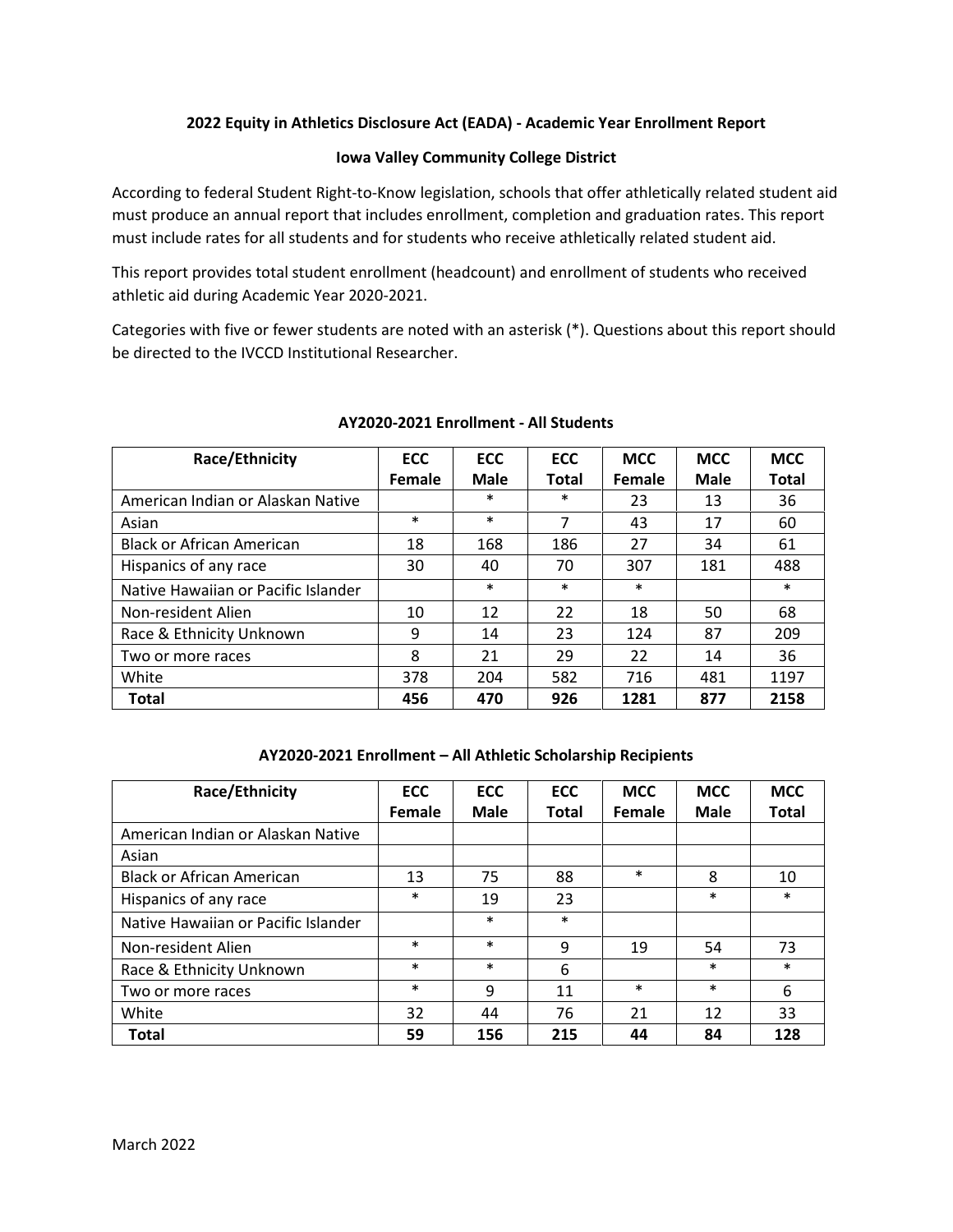**2022 Equity in Athletics Disclosure Act (EADA) - Academic Year Enrollment Report**

**Iowa Valley Community College District**

According to federal Student Right-to-Know legislation, schools that offer athletically related student aid must produce an annual report that includes enrollment, completion and graduation rates. This report must include rates for all students and for students who receive athletically related student aid.

This report provides total student enrollment (headcount) and enrollment of students who received athletic aid during Academic Year 2020-2021.

Categories with five or fewer students are noted with an asterisk (*). Questions about this report should be directed to the IVCCD Institutional Researcher.

**AY2020-2021 Enrollment - All Students**

| Race/Ethnicity | ECC Female | ECC Male | ECC Total | MCC Female | MCC Male | MCC Total |
|---|---|---|---|---|---|---|
| American Indian or Alaskan Native | | * | * | 23 | 13 | 36 |
| Asian | * | * | 7 | 43 | 17 | 60 |
| Black or African American | 18 | 168 | 186 | 27 | 34 | 61 |
| Hispanics of any race | 30 | 40 | 70 | 307 | 181 | 488 |
| Native Hawaiian or Pacific Islander | | * | * | * | | * |
| Non-resident Alien | 10 | 12 | 22 | 18 | 50 | 68 |
| Race & Ethnicity Unknown | 9 | 14 | 23 | 124 | 87 | 209 |
| Two or more races | 8 | 21 | 29 | 22 | 14 | 36 |
| White | 378 | 204 | 582 | 716 | 481 | 1197 |
| **Total** | **456** | **470** | **926** | **1281** | **877** | **2158** |

**AY2020-2021 Enrollment – All Athletic Scholarship Recipients**

| Race/Ethnicity | ECC Female | ECC Male | ECC Total | MCC Female | MCC Male | MCC Total |
|---|---|---|---|---|---|---|
| American Indian or Alaskan Native | | | | | | |
| Asian | | | | | | |
| Black or African American | 13 | 75 | 88 | * | 8 | 10 |
| Hispanics of any race | * | 19 | 23 | | * | * |
| Native Hawaiian or Pacific Islander | | * | * | | | |
| Non-resident Alien | * | * | 9 | 19 | 54 | 73 |
| Race & Ethnicity Unknown | * | * | 6 | | * | * |
| Two or more races | * | 9 | 11 | * | * | 6 |
| White | 32 | 44 | 76 | 21 | 12 | 33 |
| **Total** | **59** | **156** | **215** | **44** | **84** | **128** |

March 2022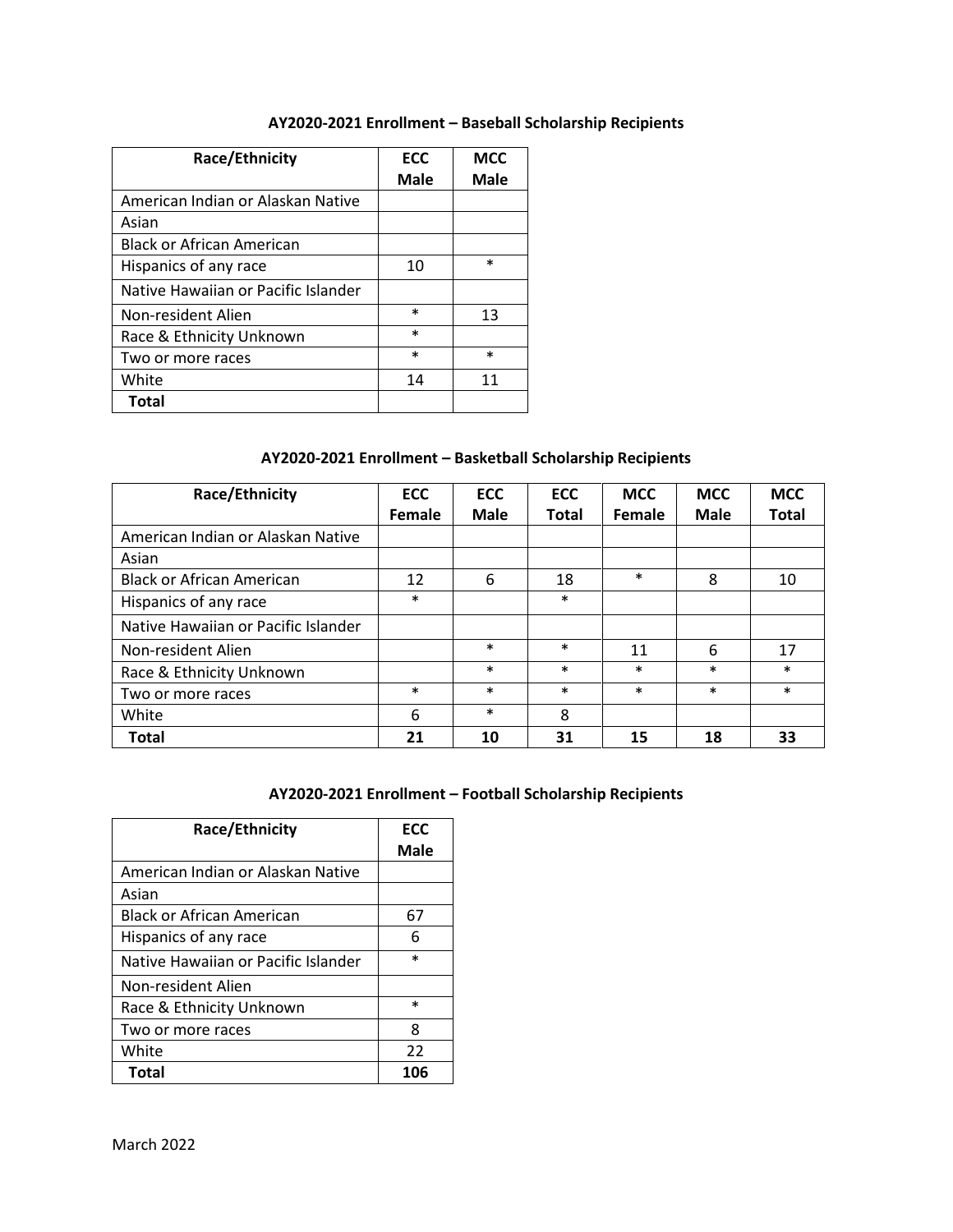### AY2020-2021 Enrollment – Baseball Scholarship Recipients

| Race/Ethnicity | ECC Male | MCC Male |
|---|---|---|
| American Indian or Alaskan Native | | |
| Asian | | |
| Black or African American | | |
| Hispanics of any race | 10 | * |
| Native Hawaiian or Pacific Islander | | |
| Non-resident Alien | * | 13 |
| Race & Ethnicity Unknown | * | |
| Two or more races | * | * |
| White | 14 | 11 |
| **Total** | | |

### AY2020-2021 Enrollment – Basketball Scholarship Recipients

| Race/Ethnicity | ECC Female | ECC Male | ECC Total | MCC Female | MCC Male | MCC Total |
|---|---|---|---|---|---|---|
| American Indian or Alaskan Native | | | | | | |
| Asian | | | | | | |
| Black or African American | 12 | 6 | 18 | * | 8 | 10 |
| Hispanics of any race | * | | * | | | |
| Native Hawaiian or Pacific Islander | | | | | | |
| Non-resident Alien | | * | * | 11 | 6 | 17 |
| Race & Ethnicity Unknown | | * | * | * | * | * |
| Two or more races | * | * | * | * | * | * |
| White | 6 | * | 8 | | | |
| **Total** | **21** | **10** | **31** | **15** | **18** | **33** |

### AY2020-2021 Enrollment – Football Scholarship Recipients

| Race/Ethnicity | ECC Male |
|---|---|
| American Indian or Alaskan Native | |
| Asian | |
| Black or African American | 67 |
| Hispanics of any race | 6 |
| Native Hawaiian or Pacific Islander | * |
| Non-resident Alien | |
| Race & Ethnicity Unknown | * |
| Two or more races | 8 |
| White | 22 |
| **Total** | **106** |

March 2022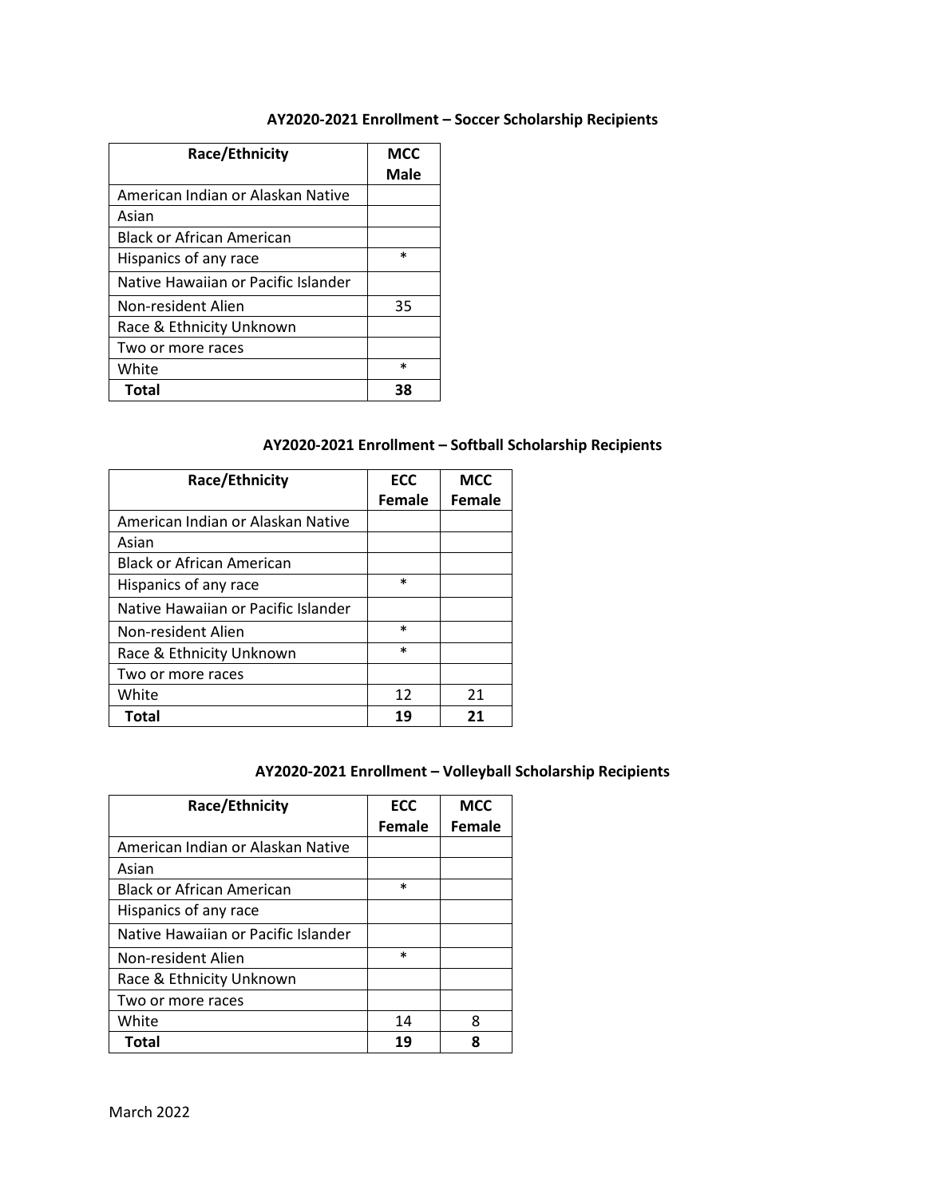### AY2020-2021 Enrollment – Soccer Scholarship Recipients

| Race/Ethnicity | MCC Male |
|---|---|
| American Indian or Alaskan Native | |
| Asian | |
| Black or African American | |
| Hispanics of any race | * |
| Native Hawaiian or Pacific Islander | |
| Non-resident Alien | 35 |
| Race & Ethnicity Unknown | |
| Two or more races | |
| White | * |
| **Total** | **38** |

### AY2020-2021 Enrollment – Softball Scholarship Recipients

| Race/Ethnicity | ECC Female | MCC Female |
|---|---|---|
| American Indian or Alaskan Native | | |
| Asian | | |
| Black or African American | | |
| Hispanics of any race | * | |
| Native Hawaiian or Pacific Islander | | |
| Non-resident Alien | * | |
| Race & Ethnicity Unknown | * | |
| Two or more races | | |
| White | 12 | 21 |
| **Total** | **19** | **21** |

### AY2020-2021 Enrollment – Volleyball Scholarship Recipients

| Race/Ethnicity | ECC Female | MCC Female |
|---|---|---|
| American Indian or Alaskan Native | | |
| Asian | | |
| Black or African American | * | |
| Hispanics of any race | | |
| Native Hawaiian or Pacific Islander | | |
| Non-resident Alien | * | |
| Race & Ethnicity Unknown | | |
| Two or more races | | |
| White | 14 | 8 |
| **Total** | **19** | **8** |

March 2022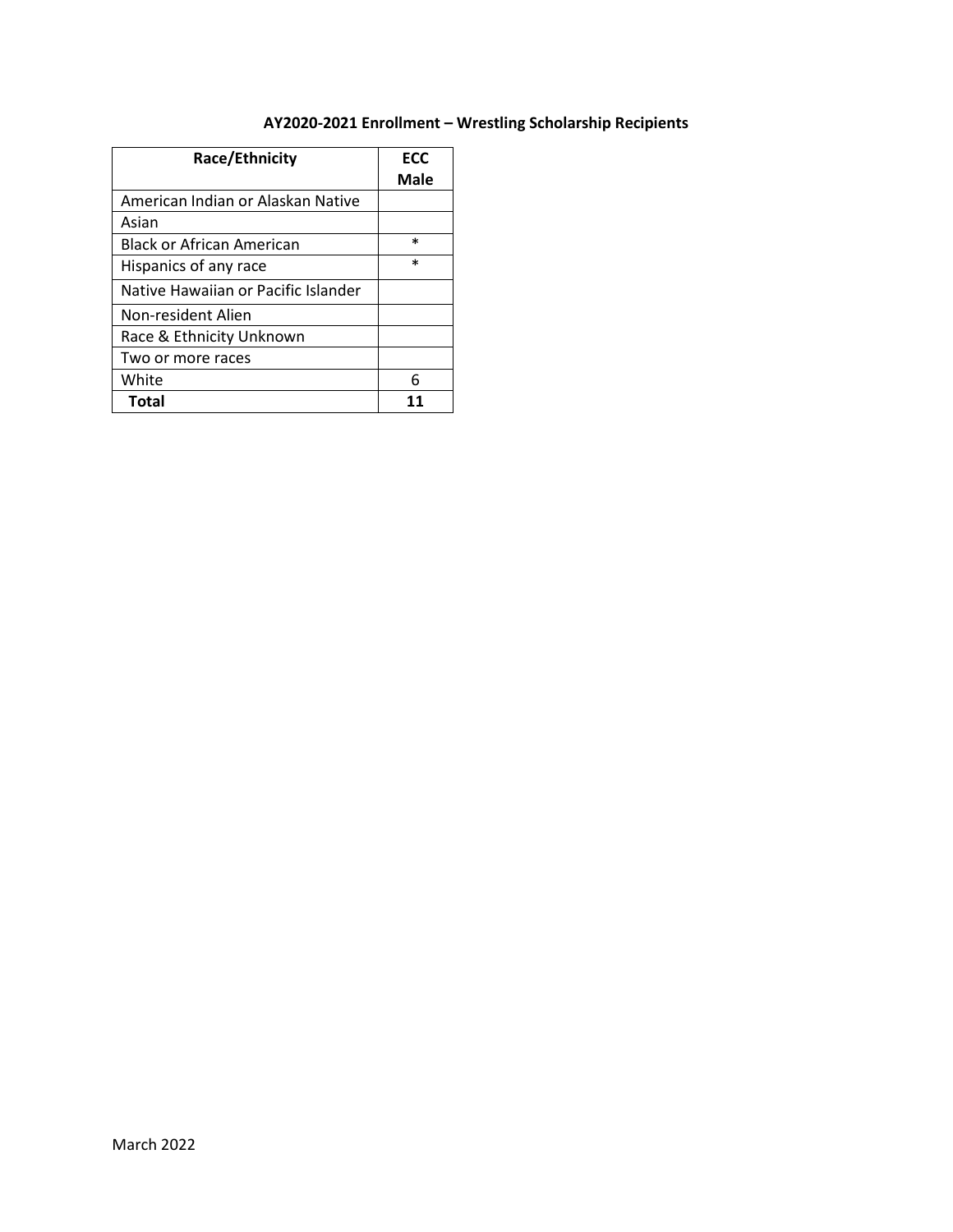**AY2020-2021 Enrollment – Wrestling Scholarship Recipients**

| Race/Ethnicity | ECC Male |
|---|---|
| American Indian or Alaskan Native | |
| Asian | |
| Black or African American | * |
| Hispanics of any race | * |
| Native Hawaiian or Pacific Islander | |
| Non-resident Alien | |
| Race & Ethnicity Unknown | |
| Two or more races | |
| White | 6 |
| **Total** | **11** |

March 2022